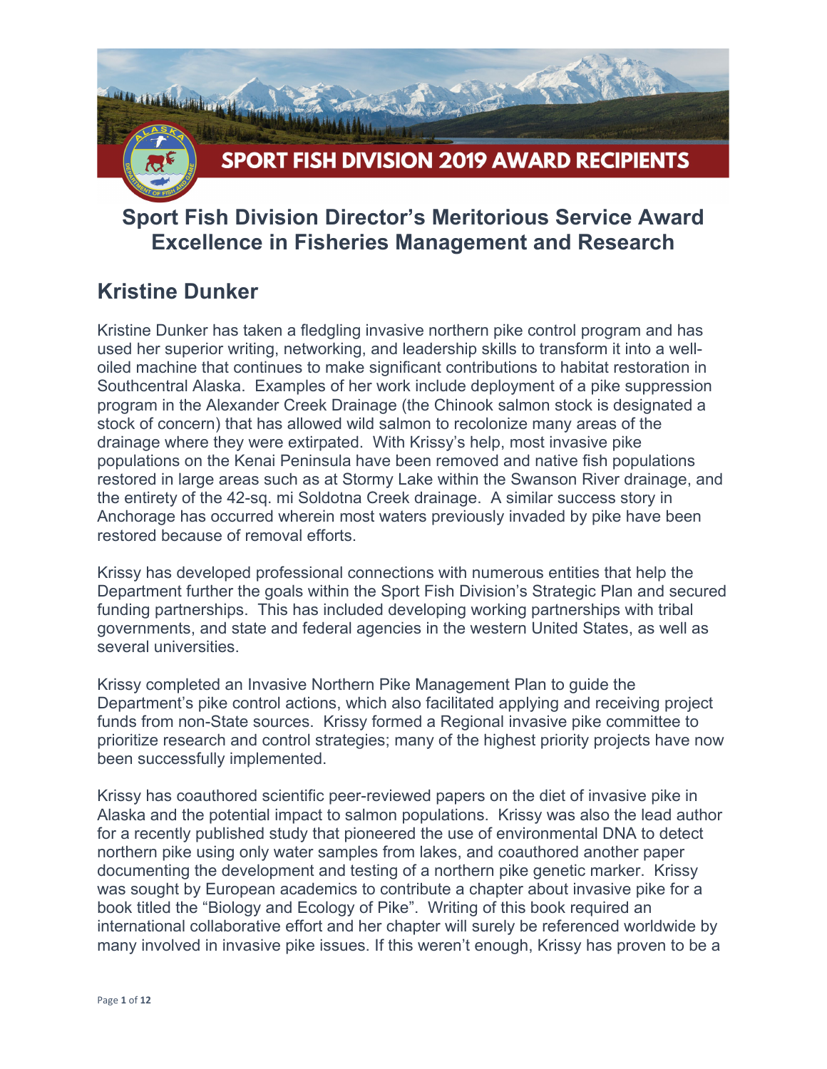# SPORT FISH DIVISION 2019 AWARD RECIPIENTS

## Sport Fish Division Director's Meritorious Service Award Excellence in Fisheries Management and Research

## Kristine Dunker

Kristine Dunker has taken a fledgling invasive northern pike control program and has used her superior writing, networking, and leadership skills to transform it into a well-oiled machine that continues to make significant contributions to habitat restoration in Southcentral Alaska. Examples of her work include deployment of a pike suppression program in the Alexander Creek Drainage (the Chinook salmon stock is designated a stock of concern) that has allowed wild salmon to recolonize many areas of the drainage where they were extirpated. With Krissy's help, most invasive pike populations on the Kenai Peninsula have been removed and native fish populations restored in large areas such as at Stormy Lake within the Swanson River drainage, and the entirety of the 42-sq. mi Soldotna Creek drainage. A similar success story in Anchorage has occurred wherein most waters previously invaded by pike have been restored because of removal efforts.

Krissy has developed professional connections with numerous entities that help the Department further the goals within the Sport Fish Division's Strategic Plan and secured funding partnerships. This has included developing working partnerships with tribal governments, and state and federal agencies in the western United States, as well as several universities.

Krissy completed an Invasive Northern Pike Management Plan to guide the Department's pike control actions, which also facilitated applying and receiving project funds from non-State sources. Krissy formed a Regional invasive pike committee to prioritize research and control strategies; many of the highest priority projects have now been successfully implemented.

Krissy has coauthored scientific peer-reviewed papers on the diet of invasive pike in Alaska and the potential impact to salmon populations. Krissy was also the lead author for a recently published study that pioneered the use of environmental DNA to detect northern pike using only water samples from lakes, and coauthored another paper documenting the development and testing of a northern pike genetic marker. Krissy was sought by European academics to contribute a chapter about invasive pike for a book titled the "Biology and Ecology of Pike". Writing of this book required an international collaborative effort and her chapter will surely be referenced worldwide by many involved in invasive pike issues. If this weren't enough, Krissy has proven to be a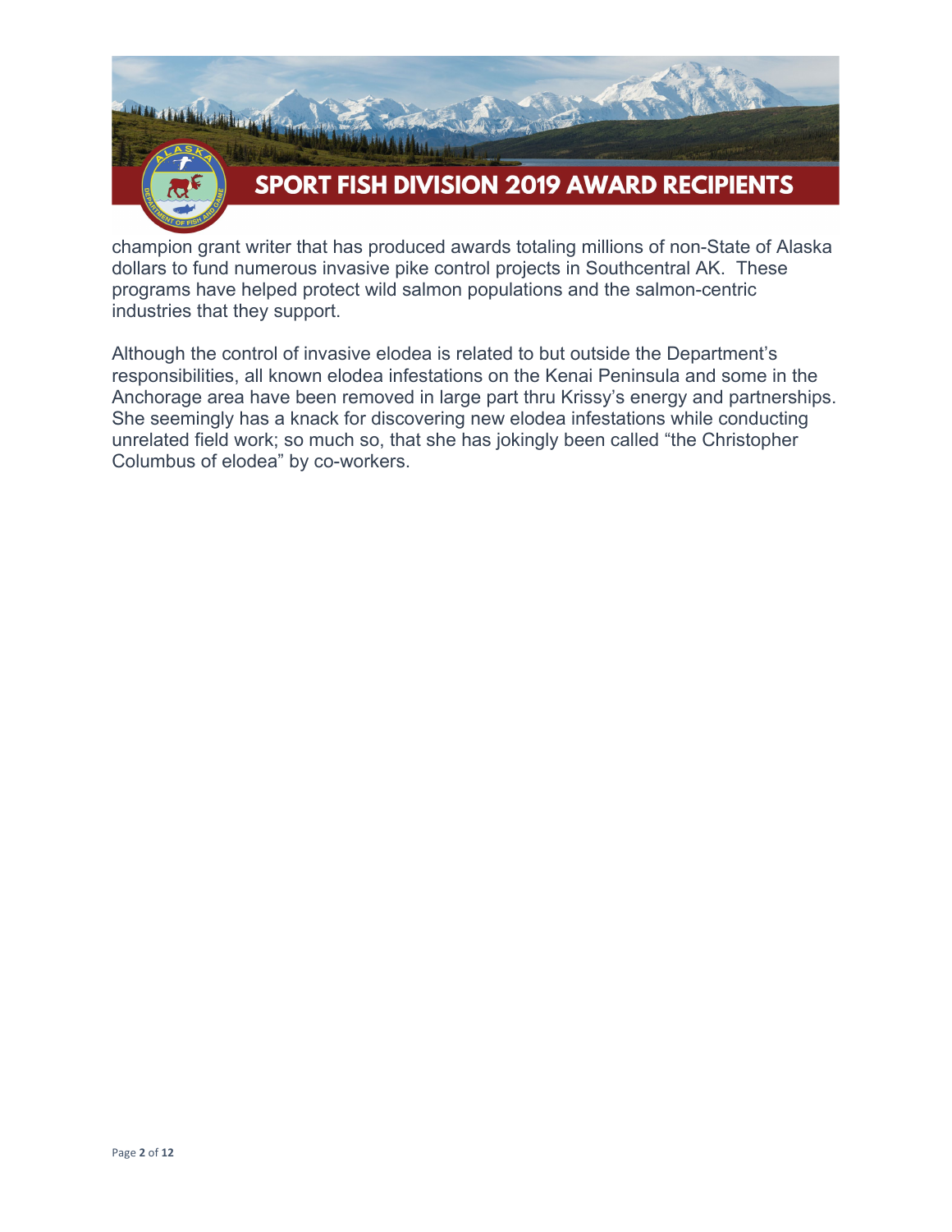champion grant writer that has produced awards totaling millions of non-State of Alaska dollars to fund numerous invasive pike control projects in Southcentral AK. These programs have helped protect wild salmon populations and the salmon-centric industries that they support.

Although the control of invasive elodea is related to but outside the Department's responsibilities, all known elodea infestations on the Kenai Peninsula and some in the Anchorage area have been removed in large part thru Krissy's energy and partnerships. She seemingly has a knack for discovering new elodea infestations while conducting unrelated field work; so much so, that she has jokingly been called "the Christopher Columbus of elodea" by co-workers.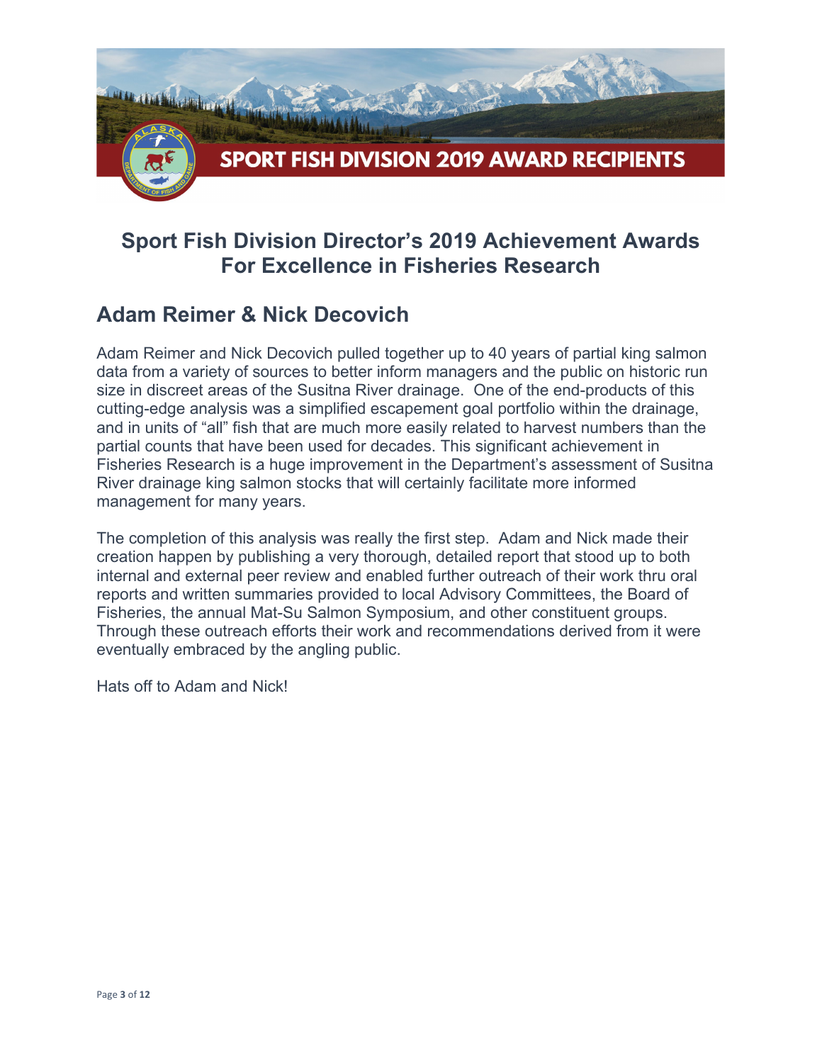# SPORT FISH DIVISION 2019 AWARD RECIPIENTS

## Sport Fish Division Director's 2019 Achievement Awards For Excellence in Fisheries Research

## Adam Reimer & Nick Decovich

Adam Reimer and Nick Decovich pulled together up to 40 years of partial king salmon data from a variety of sources to better inform managers and the public on historic run size in discreet areas of the Susitna River drainage. One of the end-products of this cutting-edge analysis was a simplified escapement goal portfolio within the drainage, and in units of "all" fish that are much more easily related to harvest numbers than the partial counts that have been used for decades. This significant achievement in Fisheries Research is a huge improvement in the Department's assessment of Susitna River drainage king salmon stocks that will certainly facilitate more informed management for many years.

The completion of this analysis was really the first step. Adam and Nick made their creation happen by publishing a very thorough, detailed report that stood up to both internal and external peer review and enabled further outreach of their work thru oral reports and written summaries provided to local Advisory Committees, the Board of Fisheries, the annual Mat-Su Salmon Symposium, and other constituent groups. Through these outreach efforts their work and recommendations derived from it were eventually embraced by the angling public.

Hats off to Adam and Nick!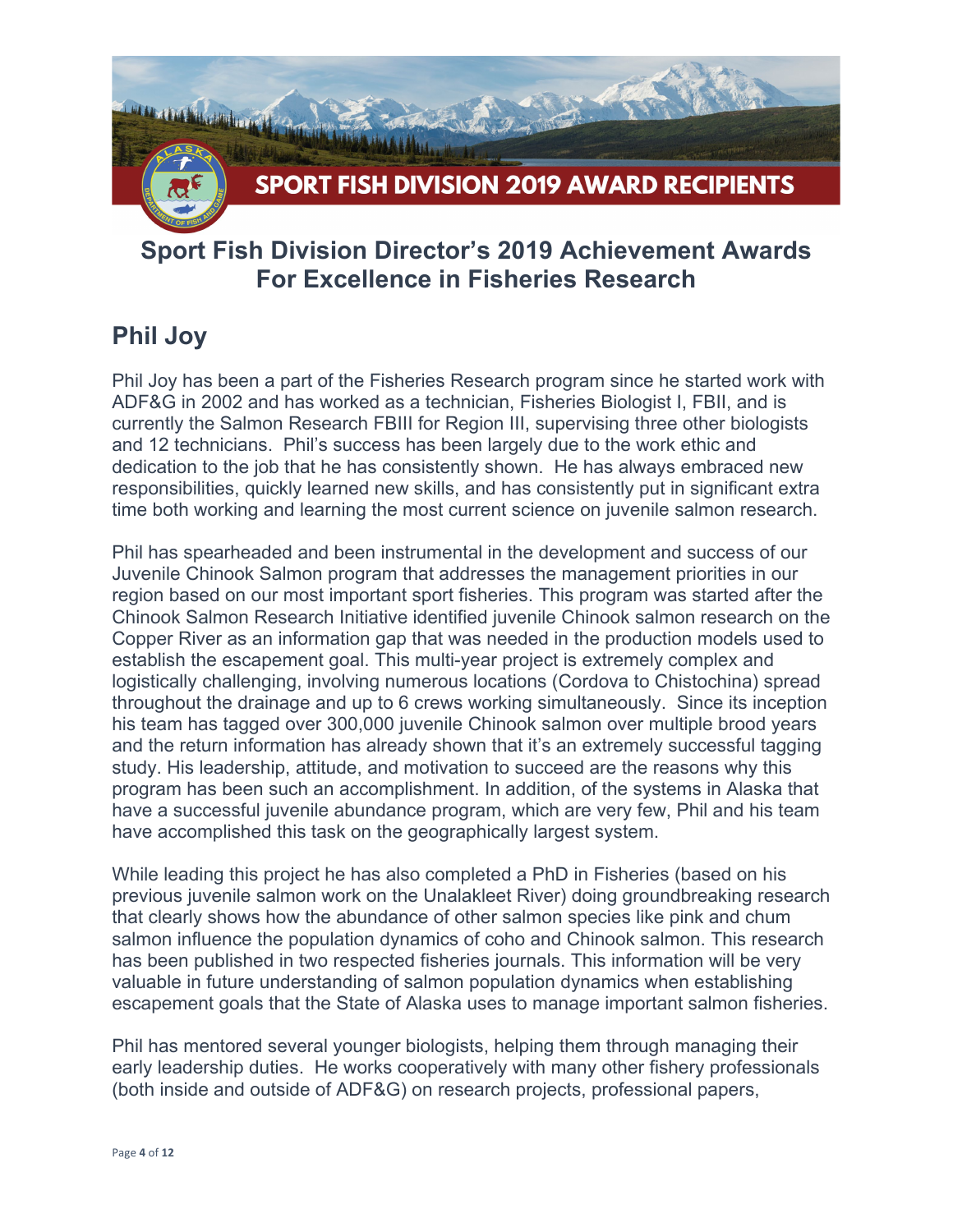# SPORT FISH DIVISION 2019 AWARD RECIPIENTS

## Sport Fish Division Director's 2019 Achievement Awards For Excellence in Fisheries Research

### Phil Joy

Phil Joy has been a part of the Fisheries Research program since he started work with ADF&G in 2002 and has worked as a technician, Fisheries Biologist I, FBII, and is currently the Salmon Research FBIII for Region III, supervising three other biologists and 12 technicians. Phil's success has been largely due to the work ethic and dedication to the job that he has consistently shown. He has always embraced new responsibilities, quickly learned new skills, and has consistently put in significant extra time both working and learning the most current science on juvenile salmon research.

Phil has spearheaded and been instrumental in the development and success of our Juvenile Chinook Salmon program that addresses the management priorities in our region based on our most important sport fisheries. This program was started after the Chinook Salmon Research Initiative identified juvenile Chinook salmon research on the Copper River as an information gap that was needed in the production models used to establish the escapement goal. This multi-year project is extremely complex and logistically challenging, involving numerous locations (Cordova to Chistochina) spread throughout the drainage and up to 6 crews working simultaneously. Since its inception his team has tagged over 300,000 juvenile Chinook salmon over multiple brood years and the return information has already shown that it's an extremely successful tagging study. His leadership, attitude, and motivation to succeed are the reasons why this program has been such an accomplishment. In addition, of the systems in Alaska that have a successful juvenile abundance program, which are very few, Phil and his team have accomplished this task on the geographically largest system.

While leading this project he has also completed a PhD in Fisheries (based on his previous juvenile salmon work on the Unalakleet River) doing groundbreaking research that clearly shows how the abundance of other salmon species like pink and chum salmon influence the population dynamics of coho and Chinook salmon. This research has been published in two respected fisheries journals. This information will be very valuable in future understanding of salmon population dynamics when establishing escapement goals that the State of Alaska uses to manage important salmon fisheries.

Phil has mentored several younger biologists, helping them through managing their early leadership duties. He works cooperatively with many other fishery professionals (both inside and outside of ADF&G) on research projects, professional papers,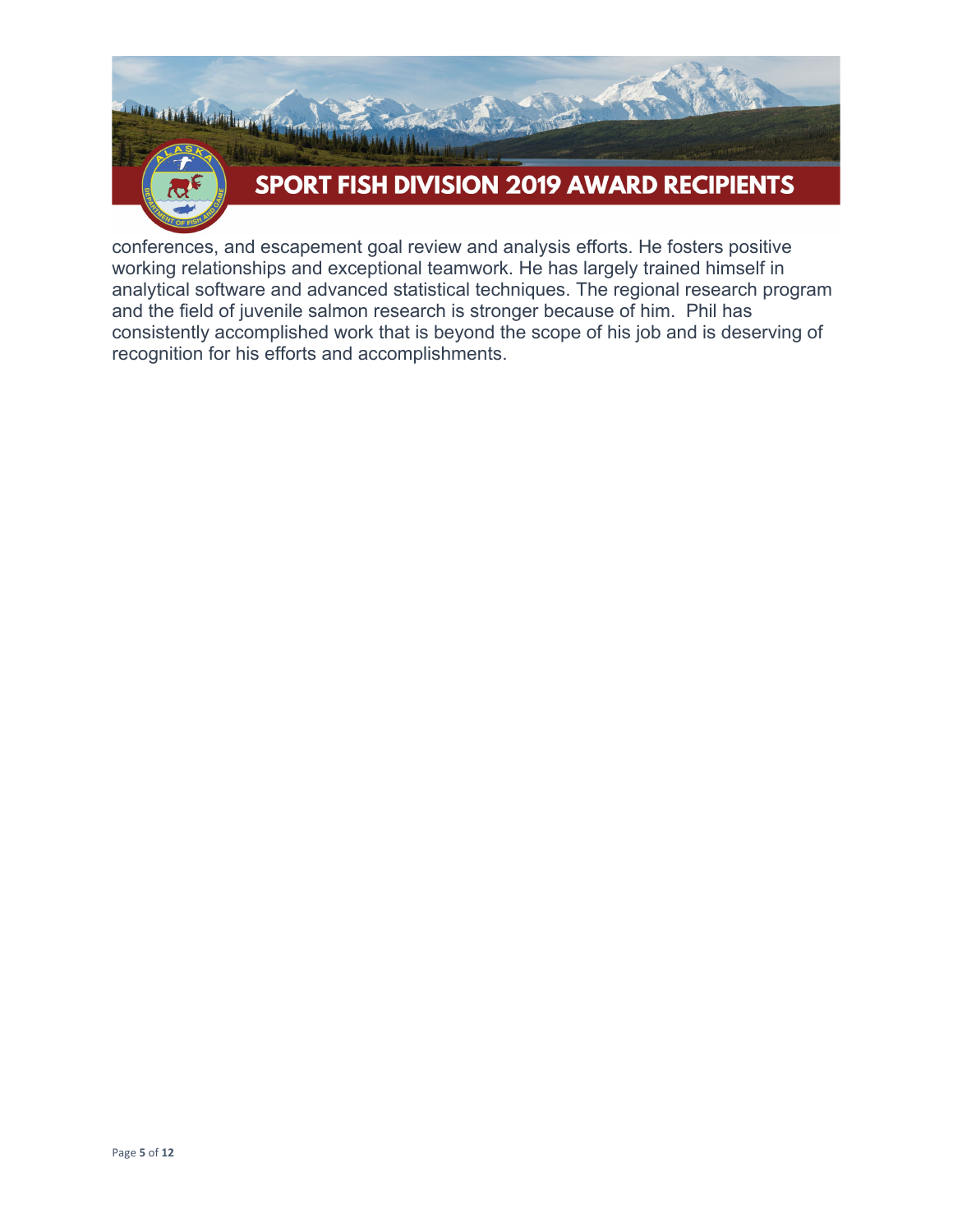conferences, and escapement goal review and analysis efforts. He fosters positive working relationships and exceptional teamwork. He has largely trained himself in analytical software and advanced statistical techniques. The regional research program and the field of juvenile salmon research is stronger because of him.  Phil has consistently accomplished work that is beyond the scope of his job and is deserving of recognition for his efforts and accomplishments.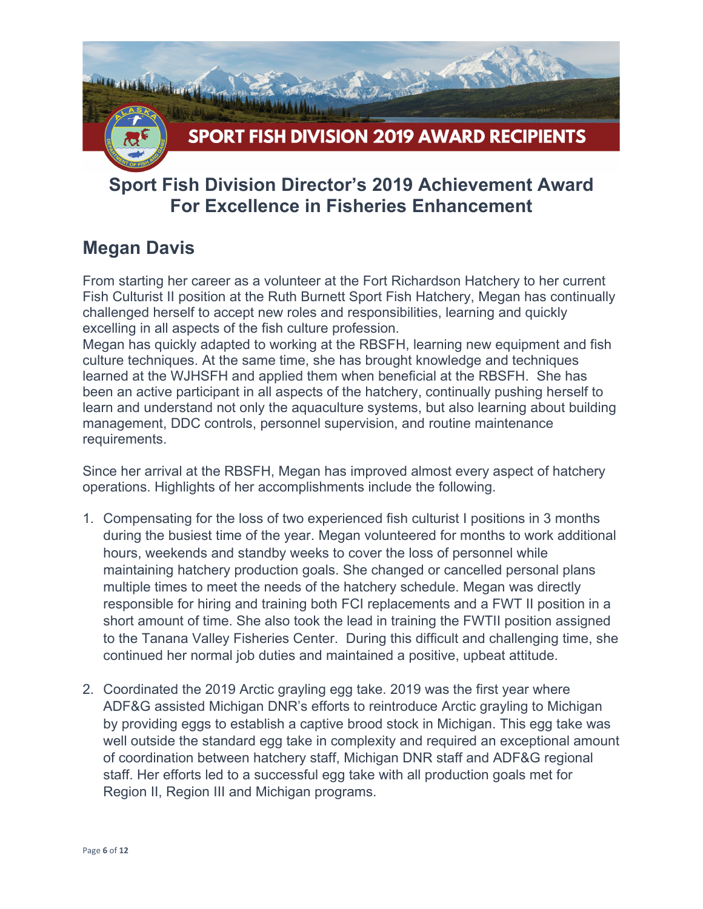# SPORT FISH DIVISION 2019 AWARD RECIPIENTS

## Sport Fish Division Director's 2019 Achievement Award For Excellence in Fisheries Enhancement

## Megan Davis

From starting her career as a volunteer at the Fort Richardson Hatchery to her current Fish Culturist II position at the Ruth Burnett Sport Fish Hatchery, Megan has continually challenged herself to accept new roles and responsibilities, learning and quickly excelling in all aspects of the fish culture profession.
Megan has quickly adapted to working at the RBSFH, learning new equipment and fish culture techniques. At the same time, she has brought knowledge and techniques learned at the WJHSFH and applied them when beneficial at the RBSFH. She has been an active participant in all aspects of the hatchery, continually pushing herself to learn and understand not only the aquaculture systems, but also learning about building management, DDC controls, personnel supervision, and routine maintenance requirements.

Since her arrival at the RBSFH, Megan has improved almost every aspect of hatchery operations. Highlights of her accomplishments include the following.

1. Compensating for the loss of two experienced fish culturist I positions in 3 months during the busiest time of the year. Megan volunteered for months to work additional hours, weekends and standby weeks to cover the loss of personnel while maintaining hatchery production goals. She changed or cancelled personal plans multiple times to meet the needs of the hatchery schedule. Megan was directly responsible for hiring and training both FCI replacements and a FWT II position in a short amount of time. She also took the lead in training the FWTII position assigned to the Tanana Valley Fisheries Center. During this difficult and challenging time, she continued her normal job duties and maintained a positive, upbeat attitude.

2. Coordinated the 2019 Arctic grayling egg take. 2019 was the first year where ADF&G assisted Michigan DNR's efforts to reintroduce Arctic grayling to Michigan by providing eggs to establish a captive brood stock in Michigan. This egg take was well outside the standard egg take in complexity and required an exceptional amount of coordination between hatchery staff, Michigan DNR staff and ADF&G regional staff. Her efforts led to a successful egg take with all production goals met for Region II, Region III and Michigan programs.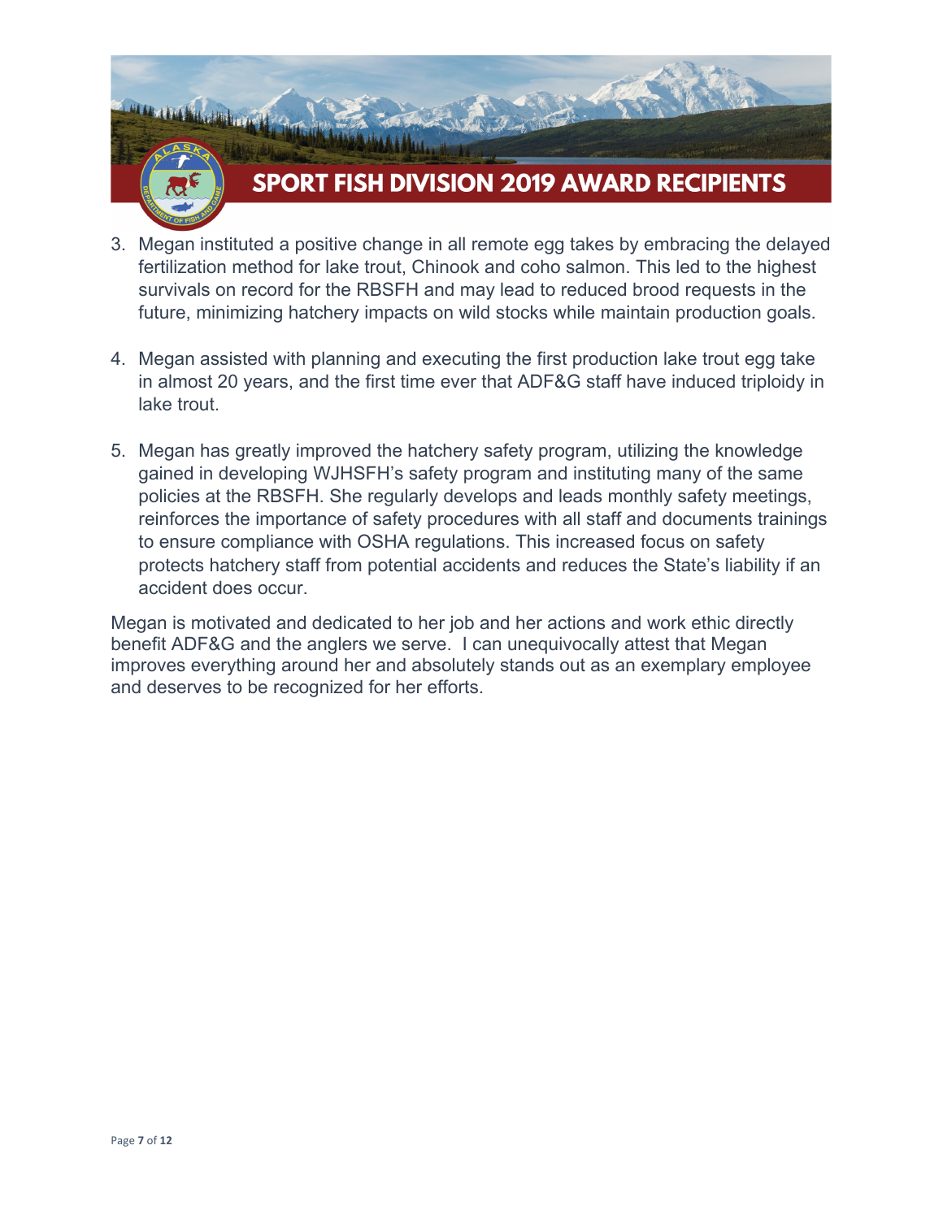3. Megan instituted a positive change in all remote egg takes by embracing the delayed fertilization method for lake trout, Chinook and coho salmon. This led to the highest survivals on record for the RBSFH and may lead to reduced brood requests in the future, minimizing hatchery impacts on wild stocks while maintain production goals.

4. Megan assisted with planning and executing the first production lake trout egg take in almost 20 years, and the first time ever that ADF&G staff have induced triploidy in lake trout.

5. Megan has greatly improved the hatchery safety program, utilizing the knowledge gained in developing WJHSFH's safety program and instituting many of the same policies at the RBSFH. She regularly develops and leads monthly safety meetings, reinforces the importance of safety procedures with all staff and documents trainings to ensure compliance with OSHA regulations. This increased focus on safety protects hatchery staff from potential accidents and reduces the State's liability if an accident does occur.

Megan is motivated and dedicated to her job and her actions and work ethic directly benefit ADF&G and the anglers we serve. I can unequivocally attest that Megan improves everything around her and absolutely stands out as an exemplary employee and deserves to be recognized for her efforts.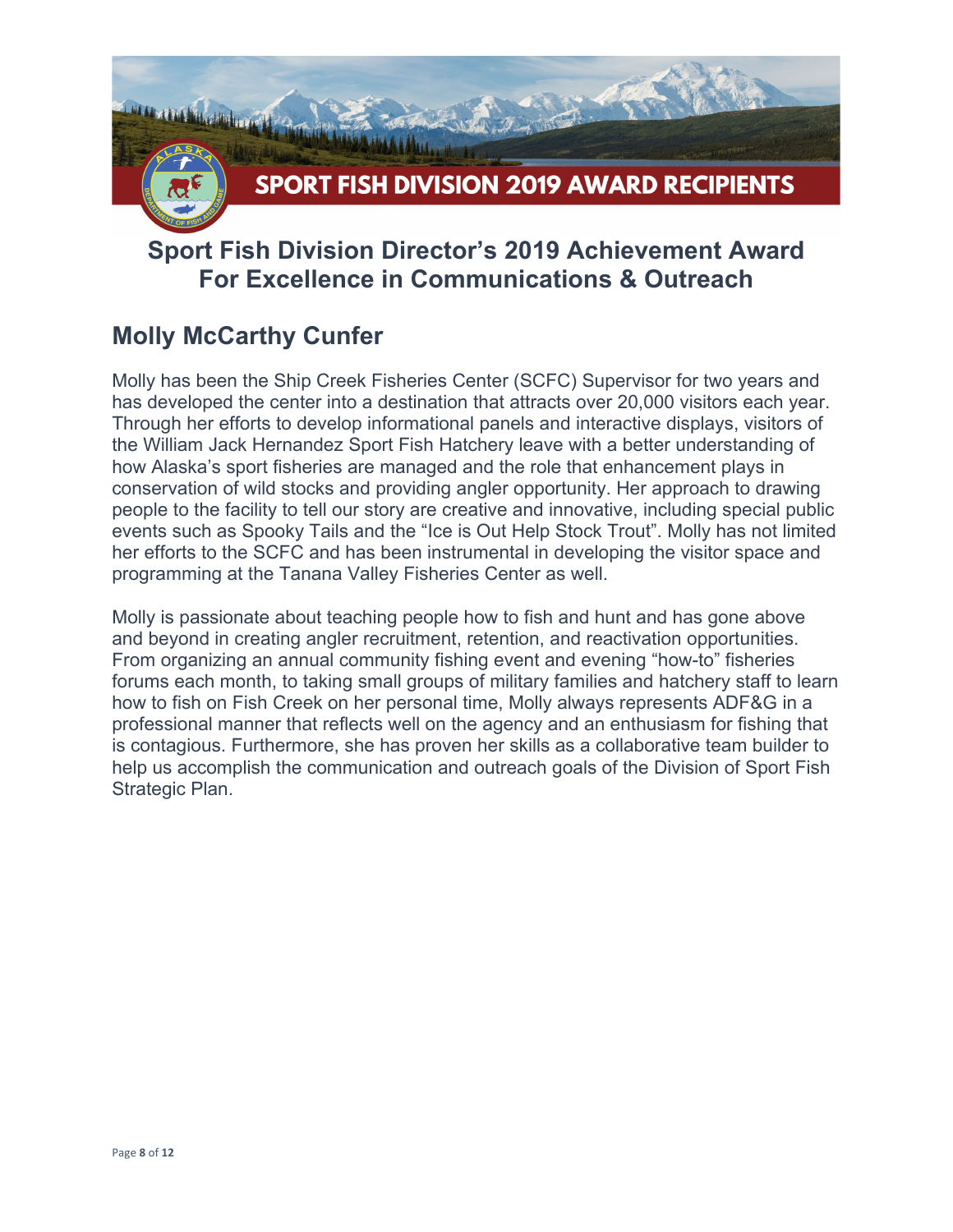# SPORT FISH DIVISION 2019 AWARD RECIPIENTS

## Sport Fish Division Director's 2019 Achievement Award For Excellence in Communications & Outreach

### Molly McCarthy Cunfer

Molly has been the Ship Creek Fisheries Center (SCFC) Supervisor for two years and has developed the center into a destination that attracts over 20,000 visitors each year. Through her efforts to develop informational panels and interactive displays, visitors of the William Jack Hernandez Sport Fish Hatchery leave with a better understanding of how Alaska's sport fisheries are managed and the role that enhancement plays in conservation of wild stocks and providing angler opportunity. Her approach to drawing people to the facility to tell our story are creative and innovative, including special public events such as Spooky Tails and the "Ice is Out Help Stock Trout". Molly has not limited her efforts to the SCFC and has been instrumental in developing the visitor space and programming at the Tanana Valley Fisheries Center as well.

Molly is passionate about teaching people how to fish and hunt and has gone above and beyond in creating angler recruitment, retention, and reactivation opportunities. From organizing an annual community fishing event and evening "how-to" fisheries forums each month, to taking small groups of military families and hatchery staff to learn how to fish on Fish Creek on her personal time, Molly always represents ADF&G in a professional manner that reflects well on the agency and an enthusiasm for fishing that is contagious. Furthermore, she has proven her skills as a collaborative team builder to help us accomplish the communication and outreach goals of the Division of Sport Fish Strategic Plan.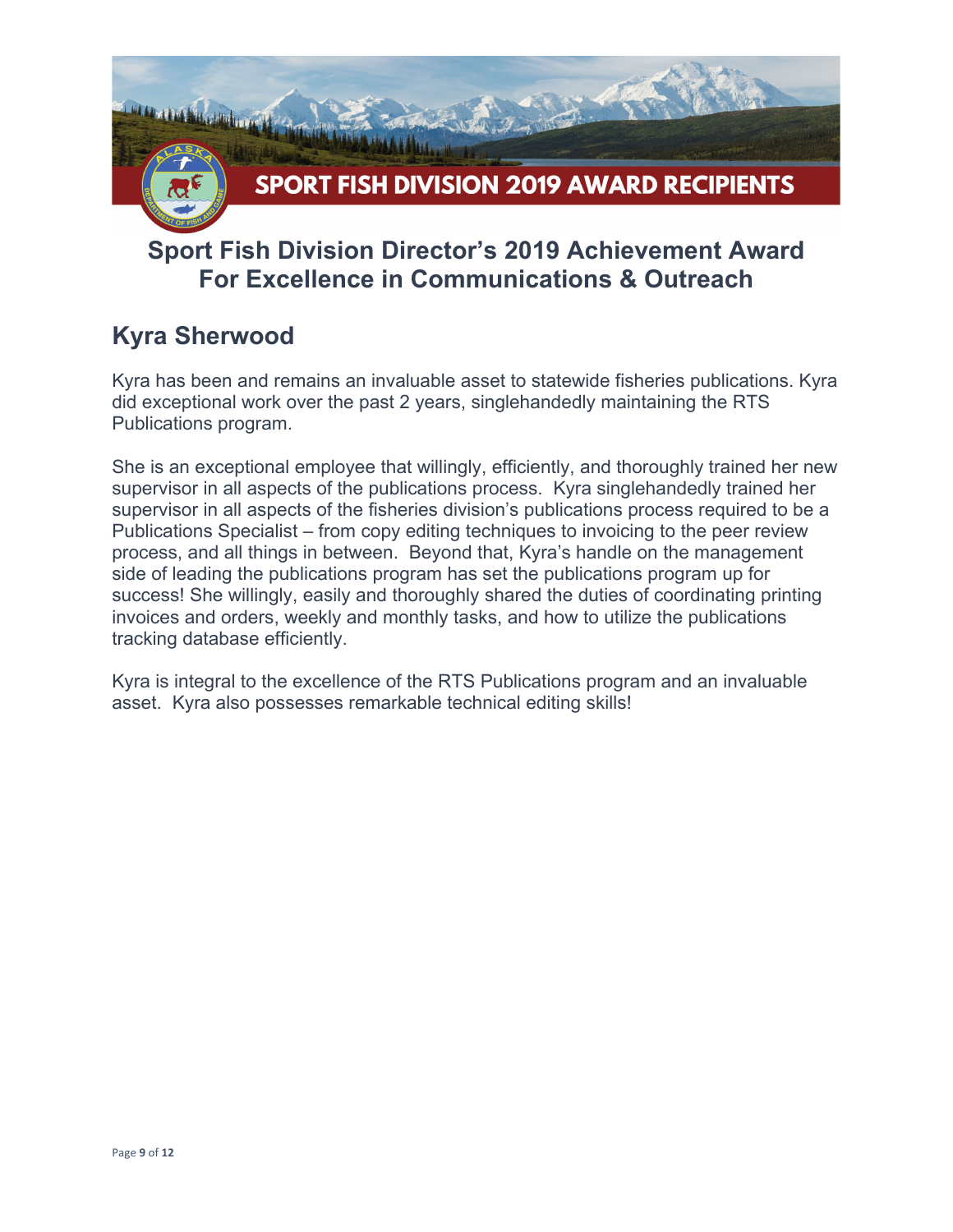# SPORT FISH DIVISION 2019 AWARD RECIPIENTS

## Sport Fish Division Director's 2019 Achievement Award For Excellence in Communications & Outreach

### Kyra Sherwood

Kyra has been and remains an invaluable asset to statewide fisheries publications. Kyra did exceptional work over the past 2 years, singlehandedly maintaining the RTS Publications program.

She is an exceptional employee that willingly, efficiently, and thoroughly trained her new supervisor in all aspects of the publications process. Kyra singlehandedly trained her supervisor in all aspects of the fisheries division's publications process required to be a Publications Specialist – from copy editing techniques to invoicing to the peer review process, and all things in between. Beyond that, Kyra's handle on the management side of leading the publications program has set the publications program up for success! She willingly, easily and thoroughly shared the duties of coordinating printing invoices and orders, weekly and monthly tasks, and how to utilize the publications tracking database efficiently.

Kyra is integral to the excellence of the RTS Publications program and an invaluable asset. Kyra also possesses remarkable technical editing skills!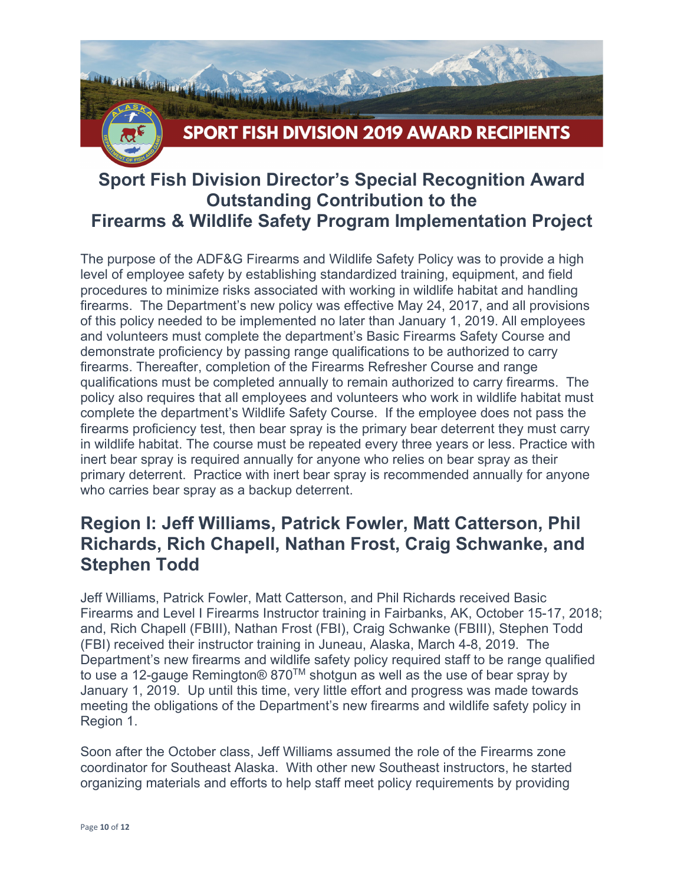# SPORT FISH DIVISION 2019 AWARD RECIPIENTS

## Sport Fish Division Director's Special Recognition Award Outstanding Contribution to the Firearms & Wildlife Safety Program Implementation Project

The purpose of the ADF&G Firearms and Wildlife Safety Policy was to provide a high level of employee safety by establishing standardized training, equipment, and field procedures to minimize risks associated with working in wildlife habitat and handling firearms. The Department's new policy was effective May 24, 2017, and all provisions of this policy needed to be implemented no later than January 1, 2019. All employees and volunteers must complete the department's Basic Firearms Safety Course and demonstrate proficiency by passing range qualifications to be authorized to carry firearms. Thereafter, completion of the Firearms Refresher Course and range qualifications must be completed annually to remain authorized to carry firearms. The policy also requires that all employees and volunteers who work in wildlife habitat must complete the department's Wildlife Safety Course. If the employee does not pass the firearms proficiency test, then bear spray is the primary bear deterrent they must carry in wildlife habitat. The course must be repeated every three years or less. Practice with inert bear spray is required annually for anyone who relies on bear spray as their primary deterrent. Practice with inert bear spray is recommended annually for anyone who carries bear spray as a backup deterrent.

## Region I: Jeff Williams, Patrick Fowler, Matt Catterson, Phil Richards, Rich Chapell, Nathan Frost, Craig Schwanke, and Stephen Todd

Jeff Williams, Patrick Fowler, Matt Catterson, and Phil Richards received Basic Firearms and Level I Firearms Instructor training in Fairbanks, AK, October 15-17, 2018; and, Rich Chapell (FBIII), Nathan Frost (FBI), Craig Schwanke (FBIII), Stephen Todd (FBI) received their instructor training in Juneau, Alaska, March 4-8, 2019. The Department's new firearms and wildlife safety policy required staff to be range qualified to use a 12-gauge Remington® 870™ shotgun as well as the use of bear spray by January 1, 2019. Up until this time, very little effort and progress was made towards meeting the obligations of the Department's new firearms and wildlife safety policy in Region 1.

Soon after the October class, Jeff Williams assumed the role of the Firearms zone coordinator for Southeast Alaska. With other new Southeast instructors, he started organizing materials and efforts to help staff meet policy requirements by providing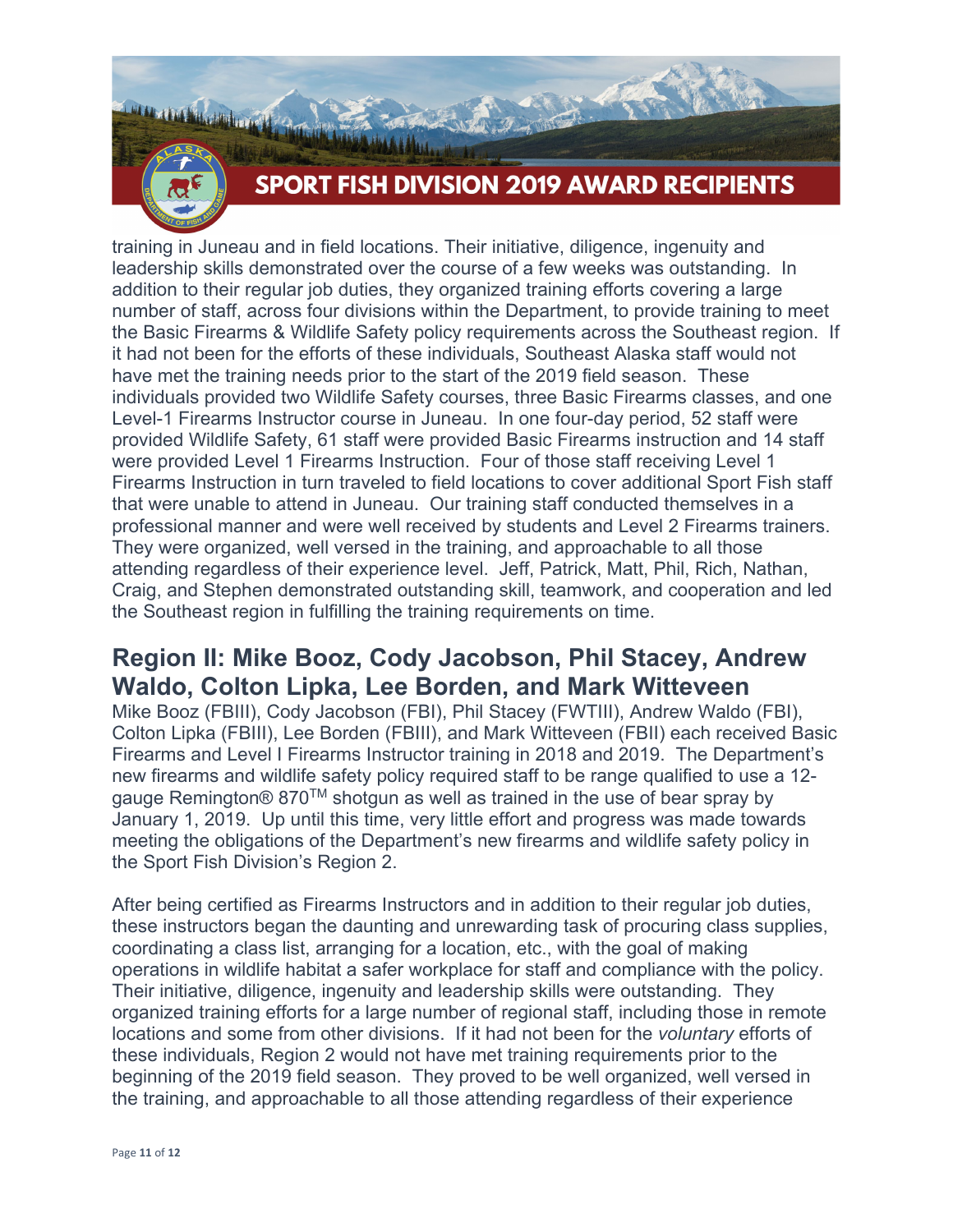training in Juneau and in field locations. Their initiative, diligence, ingenuity and leadership skills demonstrated over the course of a few weeks was outstanding. In addition to their regular job duties, they organized training efforts covering a large number of staff, across four divisions within the Department, to provide training to meet the Basic Firearms & Wildlife Safety policy requirements across the Southeast region. If it had not been for the efforts of these individuals, Southeast Alaska staff would not have met the training needs prior to the start of the 2019 field season. These individuals provided two Wildlife Safety courses, three Basic Firearms classes, and one Level-1 Firearms Instructor course in Juneau. In one four-day period, 52 staff were provided Wildlife Safety, 61 staff were provided Basic Firearms instruction and 14 staff were provided Level 1 Firearms Instruction. Four of those staff receiving Level 1 Firearms Instruction in turn traveled to field locations to cover additional Sport Fish staff that were unable to attend in Juneau. Our training staff conducted themselves in a professional manner and were well received by students and Level 2 Firearms trainers. They were organized, well versed in the training, and approachable to all those attending regardless of their experience level. Jeff, Patrick, Matt, Phil, Rich, Nathan, Craig, and Stephen demonstrated outstanding skill, teamwork, and cooperation and led the Southeast region in fulfilling the training requirements on time.

## Region II: Mike Booz, Cody Jacobson, Phil Stacey, Andrew Waldo, Colton Lipka, Lee Borden, and Mark Witteveen

Mike Booz (FBIII), Cody Jacobson (FBI), Phil Stacey (FWTIII), Andrew Waldo (FBI), Colton Lipka (FBIII), Lee Borden (FBIII), and Mark Witteveen (FBII) each received Basic Firearms and Level I Firearms Instructor training in 2018 and 2019. The Department's new firearms and wildlife safety policy required staff to be range qualified to use a 12-gauge Remington® 870™ shotgun as well as trained in the use of bear spray by January 1, 2019. Up until this time, very little effort and progress was made towards meeting the obligations of the Department's new firearms and wildlife safety policy in the Sport Fish Division's Region 2.

After being certified as Firearms Instructors and in addition to their regular job duties, these instructors began the daunting and unrewarding task of procuring class supplies, coordinating a class list, arranging for a location, etc., with the goal of making operations in wildlife habitat a safer workplace for staff and compliance with the policy. Their initiative, diligence, ingenuity and leadership skills were outstanding. They organized training efforts for a large number of regional staff, including those in remote locations and some from other divisions. If it had not been for the *voluntary* efforts of these individuals, Region 2 would not have met training requirements prior to the beginning of the 2019 field season. They proved to be well organized, well versed in the training, and approachable to all those attending regardless of their experience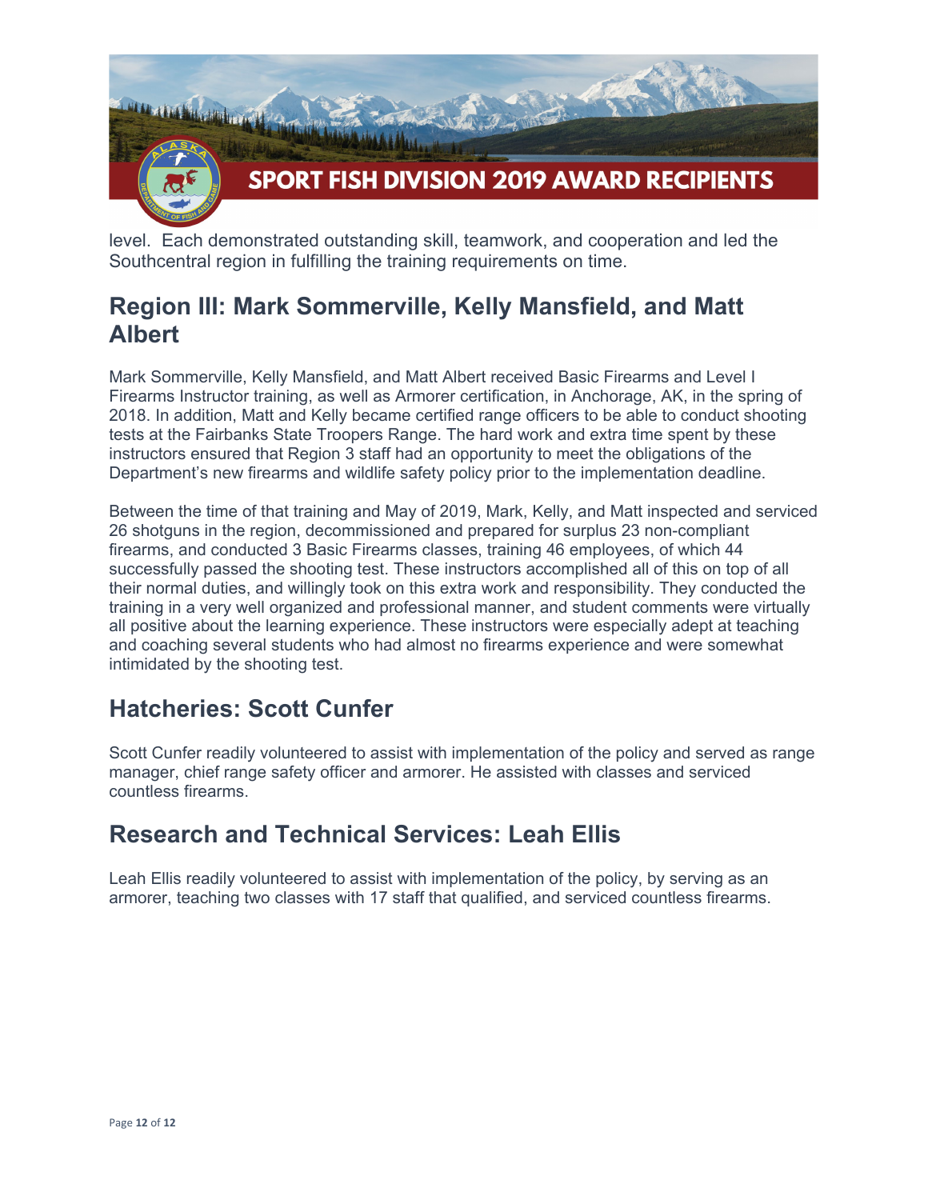level. Each demonstrated outstanding skill, teamwork, and cooperation and led the Southcentral region in fulfilling the training requirements on time.

## Region III: Mark Sommerville, Kelly Mansfield, and Matt Albert

Mark Sommerville, Kelly Mansfield, and Matt Albert received Basic Firearms and Level I Firearms Instructor training, as well as Armorer certification, in Anchorage, AK, in the spring of 2018. In addition, Matt and Kelly became certified range officers to be able to conduct shooting tests at the Fairbanks State Troopers Range. The hard work and extra time spent by these instructors ensured that Region 3 staff had an opportunity to meet the obligations of the Department's new firearms and wildlife safety policy prior to the implementation deadline.

Between the time of that training and May of 2019, Mark, Kelly, and Matt inspected and serviced 26 shotguns in the region, decommissioned and prepared for surplus 23 non-compliant firearms, and conducted 3 Basic Firearms classes, training 46 employees, of which 44 successfully passed the shooting test. These instructors accomplished all of this on top of all their normal duties, and willingly took on this extra work and responsibility. They conducted the training in a very well organized and professional manner, and student comments were virtually all positive about the learning experience. These instructors were especially adept at teaching and coaching several students who had almost no firearms experience and were somewhat intimidated by the shooting test.

## Hatcheries: Scott Cunfer

Scott Cunfer readily volunteered to assist with implementation of the policy and served as range manager, chief range safety officer and armorer. He assisted with classes and serviced countless firearms.

## Research and Technical Services: Leah Ellis

Leah Ellis readily volunteered to assist with implementation of the policy, by serving as an armorer, teaching two classes with 17 staff that qualified, and serviced countless firearms.